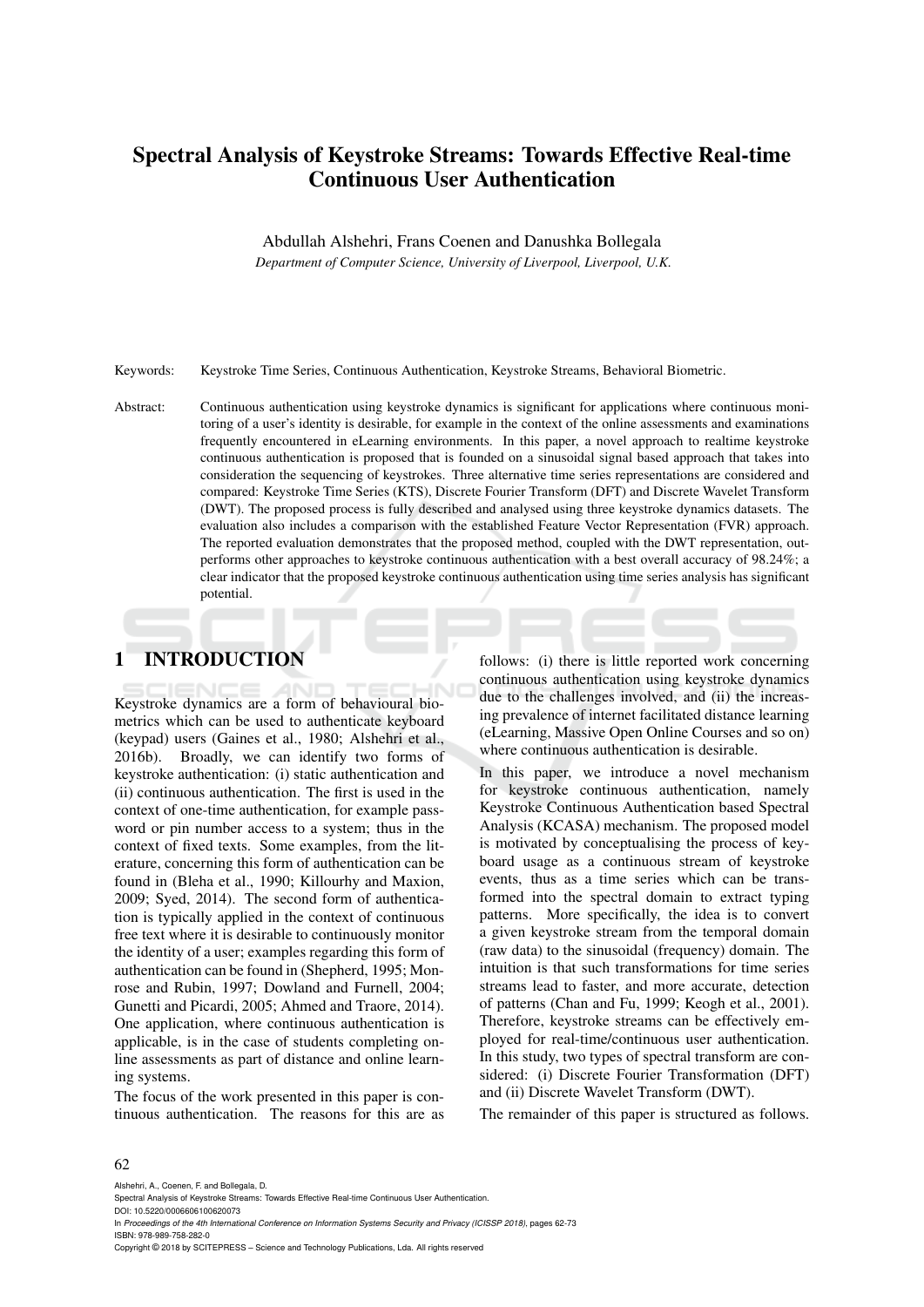# Spectral Analysis of Keystroke Streams: Towards Effective Real-time Continuous User Authentication

Abdullah Alshehri, Frans Coenen and Danushka Bollegala

*Department of Computer Science, University of Liverpool, Liverpool, U.K.*

Keywords: Keystroke Time Series, Continuous Authentication, Keystroke Streams, Behavioral Biometric.

Abstract: Continuous authentication using keystroke dynamics is significant for applications where continuous monitoring of a user's identity is desirable, for example in the context of the online assessments and examinations frequently encountered in eLearning environments. In this paper, a novel approach to realtime keystroke continuous authentication is proposed that is founded on a sinusoidal signal based approach that takes into consideration the sequencing of keystrokes. Three alternative time series representations are considered and compared: Keystroke Time Series (KTS), Discrete Fourier Transform (DFT) and Discrete Wavelet Transform (DWT). The proposed process is fully described and analysed using three keystroke dynamics datasets. The evaluation also includes a comparison with the established Feature Vector Representation (FVR) approach. The reported evaluation demonstrates that the proposed method, coupled with the DWT representation, outperforms other approaches to keystroke continuous authentication with a best overall accuracy of 98.24%; a clear indicator that the proposed keystroke continuous authentication using time series analysis has significant potential.

## 1 INTRODUCTION

Keystroke dynamics are a form of behavioural biometrics which can be used to authenticate keyboard (keypad) users (Gaines et al., 1980; Alshehri et al., 2016b). Broadly, we can identify two forms of keystroke authentication: (i) static authentication and (ii) continuous authentication. The first is used in the context of one-time authentication, for example password or pin number access to a system; thus in the context of fixed texts. Some examples, from the literature, concerning this form of authentication can be found in (Bleha et al., 1990; Killourhy and Maxion, 2009; Syed, 2014). The second form of authentication is typically applied in the context of continuous free text where it is desirable to continuously monitor the identity of a user; examples regarding this form of authentication can be found in (Shepherd, 1995; Monrose and Rubin, 1997; Dowland and Furnell, 2004; Gunetti and Picardi, 2005; Ahmed and Traore, 2014). One application, where continuous authentication is applicable, is in the case of students completing online assessments as part of distance and online learning systems.

The focus of the work presented in this paper is continuous authentication. The reasons for this are as follows: (i) there is little reported work concerning continuous authentication using keystroke dynamics due to the challenges involved, and (ii) the increasing prevalence of internet facilitated distance learning (eLearning, Massive Open Online Courses and so on) where continuous authentication is desirable.

In this paper, we introduce a novel mechanism for keystroke continuous authentication, namely Keystroke Continuous Authentication based Spectral Analysis (KCASA) mechanism. The proposed model is motivated by conceptualising the process of keyboard usage as a continuous stream of keystroke events, thus as a time series which can be transformed into the spectral domain to extract typing patterns. More specifically, the idea is to convert a given keystroke stream from the temporal domain (raw data) to the sinusoidal (frequency) domain. The intuition is that such transformations for time series streams lead to faster, and more accurate, detection of patterns (Chan and Fu, 1999; Keogh et al., 2001). Therefore, keystroke streams can be effectively employed for real-time/continuous user authentication. In this study, two types of spectral transform are considered: (i) Discrete Fourier Transformation (DFT) and (ii) Discrete Wavelet Transform (DWT).

The remainder of this paper is structured as follows.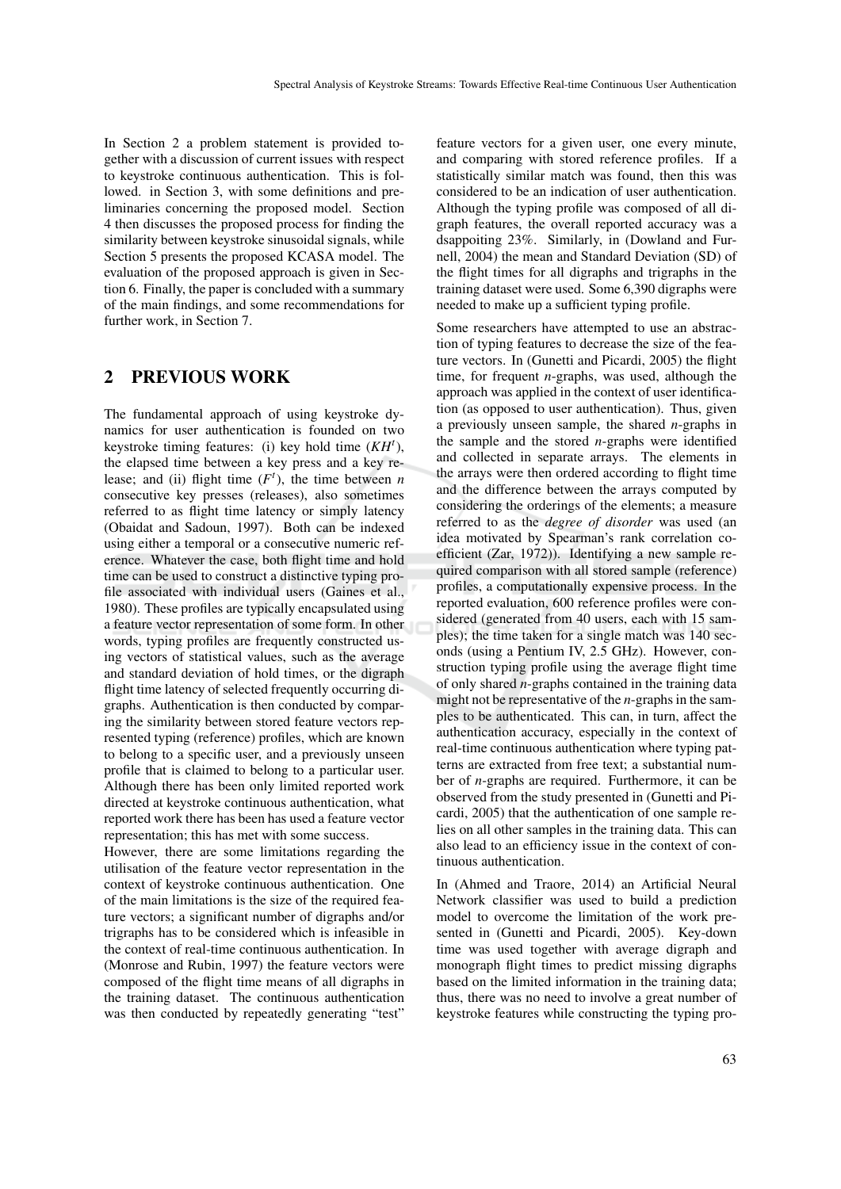In Section 2 a problem statement is provided together with a discussion of current issues with respect to keystroke continuous authentication. This is followed. in Section 3, with some definitions and preliminaries concerning the proposed model. Section 4 then discusses the proposed process for finding the similarity between keystroke sinusoidal signals, while Section 5 presents the proposed KCASA model. The evaluation of the proposed approach is given in Section 6. Finally, the paper is concluded with a summary of the main findings, and some recommendations for further work, in Section 7.

## 2 PREVIOUS WORK

The fundamental approach of using keystroke dynamics for user authentication is founded on two keystroke timing features: (i) key hold time ($KH^t$), the elapsed time between a key press and a key release; and (ii) flight time ($F^t$), the time between $n$ consecutive key presses (releases), also sometimes referred to as flight time latency or simply latency (Obaidat and Sadoun, 1997). Both can be indexed using either a temporal or a consecutive numeric reference. Whatever the case, both flight time and hold time can be used to construct a distinctive typing profile associated with individual users (Gaines et al., 1980). These profiles are typically encapsulated using a feature vector representation of some form. In other words, typing profiles are frequently constructed using vectors of statistical values, such as the average and standard deviation of hold times, or the digraph flight time latency of selected frequently occurring digraphs. Authentication is then conducted by comparing the similarity between stored feature vectors represented typing (reference) profiles, which are known to belong to a specific user, and a previously unseen profile that is claimed to belong to a particular user. Although there has been only limited reported work directed at keystroke continuous authentication, what reported work there has been has used a feature vector representation; this has met with some success.

However, there are some limitations regarding the utilisation of the feature vector representation in the context of keystroke continuous authentication. One of the main limitations is the size of the required feature vectors; a significant number of digraphs and/or trigraphs has to be considered which is infeasible in the context of real-time continuous authentication. In (Monrose and Rubin, 1997) the feature vectors were composed of the flight time means of all digraphs in the training dataset. The continuous authentication was then conducted by repeatedly generating "test" feature vectors for a given user, one every minute, and comparing with stored reference profiles. If a statistically similar match was found, then this was considered to be an indication of user authentication. Although the typing profile was composed of all digraph features, the overall reported accuracy was a dsappoiting 23%. Similarly, in (Dowland and Furnell, 2004) the mean and Standard Deviation (SD) of the flight times for all digraphs and trigraphs in the training dataset were used. Some 6,390 digraphs were needed to make up a sufficient typing profile.

Some researchers have attempted to use an abstraction of typing features to decrease the size of the feature vectors. In (Gunetti and Picardi, 2005) the flight time, for frequent $n$-graphs, was used, although the approach was applied in the context of user identification (as opposed to user authentication). Thus, given a previously unseen sample, the shared $n$-graphs in the sample and the stored $n$-graphs were identified and collected in separate arrays. The elements in the arrays were then ordered according to flight time and the difference between the arrays computed by considering the orderings of the elements; a measure referred to as the *degree of disorder* was used (an idea motivated by Spearman's rank correlation coefficient (Zar, 1972)). Identifying a new sample required comparison with all stored sample (reference) profiles, a computationally expensive process. In the reported evaluation, 600 reference profiles were considered (generated from 40 users, each with 15 samples); the time taken for a single match was 140 seconds (using a Pentium IV, 2.5 GHz). However, construction typing profile using the average flight time of only shared $n$-graphs contained in the training data might not be representative of the $n$-graphs in the samples to be authenticated. This can, in turn, affect the authentication accuracy, especially in the context of real-time continuous authentication where typing patterns are extracted from free text; a substantial number of $n$-graphs are required. Furthermore, it can be observed from the study presented in (Gunetti and Picardi, 2005) that the authentication of one sample relies on all other samples in the training data. This can also lead to an efficiency issue in the context of continuous authentication.

In (Ahmed and Traore, 2014) an Artificial Neural Network classifier was used to build a prediction model to overcome the limitation of the work presented in (Gunetti and Picardi, 2005). Key-down time was used together with average digraph and monograph flight times to predict missing digraphs based on the limited information in the training data; thus, there was no need to involve a great number of keystroke features while constructing the typing pro-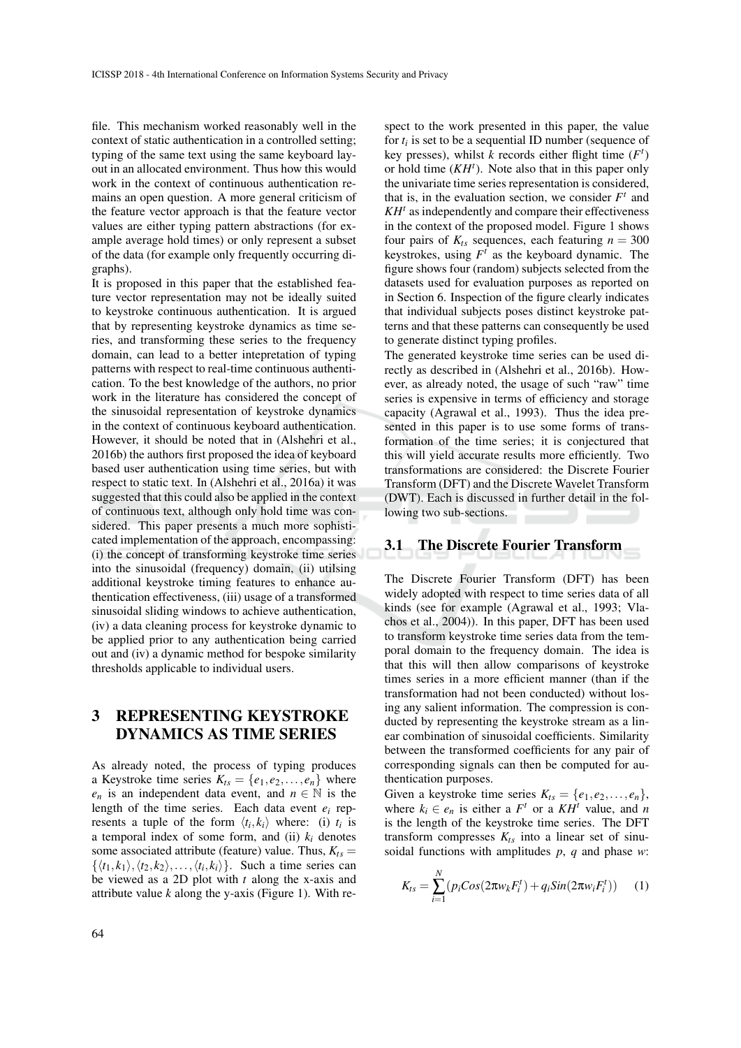file. This mechanism worked reasonably well in the context of static authentication in a controlled setting; typing of the same text using the same keyboard layout in an allocated environment. Thus how this would work in the context of continuous authentication remains an open question. A more general criticism of the feature vector approach is that the feature vector values are either typing pattern abstractions (for example average hold times) or only represent a subset of the data (for example only frequently occurring digraphs).

It is proposed in this paper that the established feature vector representation may not be ideally suited to keystroke continuous authentication. It is argued that by representing keystroke dynamics as time series, and transforming these series to the frequency domain, can lead to a better intepretation of typing patterns with respect to real-time continuous authentication. To the best knowledge of the authors, no prior work in the literature has considered the concept of the sinusoidal representation of keystroke dynamics in the context of continuous keyboard authentication. However, it should be noted that in (Alshehri et al., 2016b) the authors first proposed the idea of keyboard based user authentication using time series, but with respect to static text. In (Alshehri et al., 2016a) it was suggested that this could also be applied in the context of continuous text, although only hold time was considered. This paper presents a much more sophisticated implementation of the approach, encompassing: (i) the concept of transforming keystroke time series into the sinusoidal (frequency) domain, (ii) utilsing additional keystroke timing features to enhance authentication effectiveness, (iii) usage of a transformed sinusoidal sliding windows to achieve authentication, (iv) a data cleaning process for keystroke dynamic to be applied prior to any authentication being carried out and (iv) a dynamic method for bespoke similarity thresholds applicable to individual users.

# 3 REPRESENTING KEYSTROKE DYNAMICS AS TIME SERIES

As already noted, the process of typing produces a Keystroke time series $K_{ts} = \{e_1, e_2, \ldots, e_n\}$ where $e_n$ is an independent data event, and $n \in \mathbb{N}$ is the length of the time series. Each data event $e_i$ represents a tuple of the form $\langle t_i, k_i \rangle$ where: (i) $t_i$ is a temporal index of some form, and (ii) $k_i$ denotes some associated attribute (feature) value. Thus, $K_{ts} = \{\langle t_1, k_1 \rangle, \langle t_2, k_2 \rangle, \ldots, \langle t_i, k_i \rangle\}$. Such a time series can be viewed as a 2D plot with $t$ along the x-axis and attribute value $k$ along the y-axis (Figure 1). With respect to the work presented in this paper, the value for $t_i$ is set to be a sequential ID number (sequence of key presses), whilst $k$ records either flight time ($F^t$) or hold time ($KH^t$). Note also that in this paper only the univariate time series representation is considered, that is, in the evaluation section, we consider $F^t$ and $KH^t$ as independently and compare their effectiveness in the context of the proposed model. Figure 1 shows four pairs of $K_{ts}$ sequences, each featuring $n = 300$ keystrokes, using $F^t$ as the keyboard dynamic. The figure shows four (random) subjects selected from the datasets used for evaluation purposes as reported on in Section 6. Inspection of the figure clearly indicates that individual subjects poses distinct keystroke patterns and that these patterns can consequently be used to generate distinct typing profiles.

The generated keystroke time series can be used directly as described in (Alshehri et al., 2016b). However, as already noted, the usage of such "raw" time series is expensive in terms of efficiency and storage capacity (Agrawal et al., 1993). Thus the idea presented in this paper is to use some forms of transformation of the time series; it is conjectured that this will yield accurate results more efficiently. Two transformations are considered: the Discrete Fourier Transform (DFT) and the Discrete Wavelet Transform (DWT). Each is discussed in further detail in the following two sub-sections.

## 3.1 The Discrete Fourier Transform

The Discrete Fourier Transform (DFT) has been widely adopted with respect to time series data of all kinds (see for example (Agrawal et al., 1993; Vlachos et al., 2004)). In this paper, DFT has been used to transform keystroke time series data from the temporal domain to the frequency domain. The idea is that this will then allow comparisons of keystroke times series in a more efficient manner (than if the transformation had not been conducted) without losing any salient information. The compression is conducted by representing the keystroke stream as a linear combination of sinusoidal coefficients. Similarity between the transformed coefficients for any pair of corresponding signals can then be computed for authentication purposes.

Given a keystroke time series $K_{ts} = \{e_1, e_2, \ldots, e_n\}$, where $k_i \in e_n$ is either a $F^t$ or a $KH^t$ value, and $n$ is the length of the keystroke time series. The DFT transform compresses $K_{ts}$ into a linear set of sinusoidal functions with amplitudes $p$, $q$ and phase $w$:

$$K_{ts} = \sum_{i=1}^{N} (p_i Cos(2\pi w_k F_i^t) + q_i Sin(2\pi w_i F_i^t)) \quad (1)$$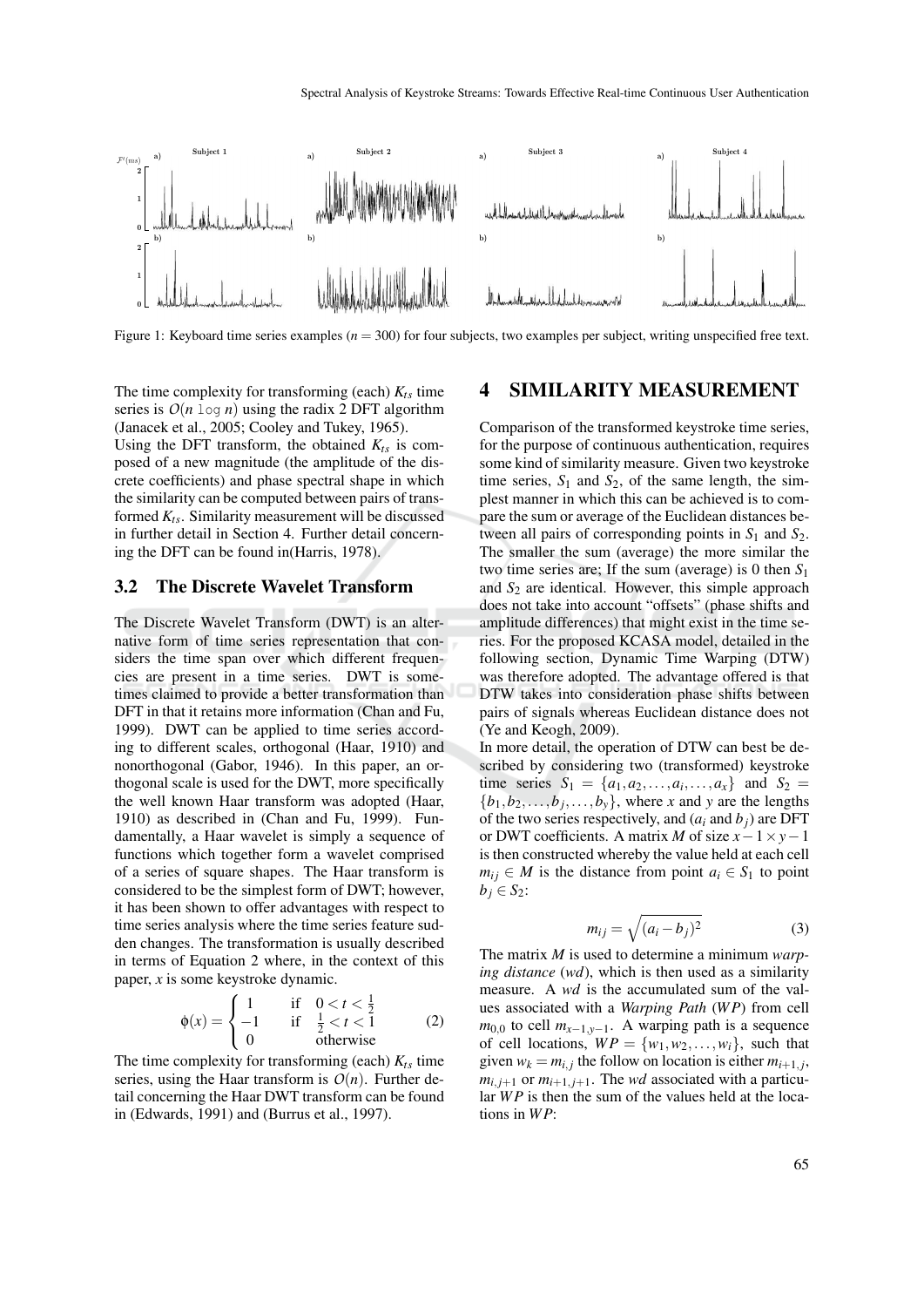Figure 1: Keyboard time series examples ($n = 300$) for four subjects, two examples per subject, writing unspecified free text.

The time complexity for transforming (each) $K_{ts}$ time series is $O(n \log n)$ using the radix 2 DFT algorithm (Janacek et al., 2005; Cooley and Tukey, 1965).
Using the DFT transform, the obtained $K_{ts}$ is composed of a new magnitude (the amplitude of the discrete coefficients) and phase spectral shape in which the similarity can be computed between pairs of transformed $K_{ts}$. Similarity measurement will be discussed in further detail in Section 4. Further detail concerning the DFT can be found in(Harris, 1978).

### 3.2 The Discrete Wavelet Transform

The Discrete Wavelet Transform (DWT) is an alternative form of time series representation that considers the time span over which different frequencies are present in a time series. DWT is sometimes claimed to provide a better transformation than DFT in that it retains more information (Chan and Fu, 1999). DWT can be applied to time series according to different scales, orthogonal (Haar, 1910) and nonorthogonal (Gabor, 1946). In this paper, an orthogonal scale is used for the DWT, more specifically the well known Haar transform was adopted (Haar, 1910) as described in (Chan and Fu, 1999). Fundamentally, a Haar wavelet is simply a sequence of functions which together form a wavelet comprised of a series of square shapes. The Haar transform is considered to be the simplest form of DWT; however, it has been shown to offer advantages with respect to time series analysis where the time series feature sudden changes. The transformation is usually described in terms of Equation 2 where, in the context of this paper, $x$ is some keystroke dynamic.

$$\phi(x) = \begin{cases} 1 & \text{if} \quad 0 < t < \frac{1}{2} \\ -1 & \text{if} \quad \frac{1}{2} < t < 1 \\ 0 & \text{otherwise} \end{cases} \tag{2}$$

The time complexity for transforming (each) $K_{ts}$ time series, using the Haar transform is $O(n)$. Further detail concerning the Haar DWT transform can be found in (Edwards, 1991) and (Burrus et al., 1997).

## 4 SIMILARITY MEASUREMENT

Comparison of the transformed keystroke time series, for the purpose of continuous authentication, requires some kind of similarity measure. Given two keystroke time series, $S_1$ and $S_2$, of the same length, the simplest manner in which this can be achieved is to compare the sum or average of the Euclidean distances between all pairs of corresponding points in $S_1$ and $S_2$. The smaller the sum (average) the more similar the two time series are; If the sum (average) is 0 then $S_1$ and $S_2$ are identical. However, this simple approach does not take into account "offsets" (phase shifts and amplitude differences) that might exist in the time series. For the proposed KCASA model, detailed in the following section, Dynamic Time Warping (DTW) was therefore adopted. The advantage offered is that DTW takes into consideration phase shifts between pairs of signals whereas Euclidean distance does not (Ye and Keogh, 2009).
In more detail, the operation of DTW can best be described by considering two (transformed) keystroke time series $S_1 = \{a_1, a_2, \ldots, a_i, \ldots, a_x\}$ and $S_2 = \{b_1, b_2, \ldots, b_j, \ldots, b_y\}$, where $x$ and $y$ are the lengths of the two series respectively, and ($a_i$ and $b_j$) are DFT or DWT coefficients. A matrix $M$ of size $x-1 \times y-1$ is then constructed whereby the value held at each cell $m_{ij} \in M$ is the distance from point $a_i \in S_1$ to point $b_j \in S_2$:

$$m_{ij} = \sqrt{(a_i - b_j)^2} \tag{3}$$

The matrix $M$ is used to determine a minimum *warping distance* (*wd*), which is then used as a similarity measure. A *wd* is the accumulated sum of the values associated with a *Warping Path* (*WP*) from cell $m_{0,0}$ to cell $m_{x-1,y-1}$. A warping path is a sequence of cell locations, $WP = \{w_1, w_2, \ldots, w_i\}$, such that given $w_k = m_{i,j}$ the follow on location is either $m_{i+1,j}$, $m_{i,j+1}$ or $m_{i+1,j+1}$. The *wd* associated with a particular $WP$ is then the sum of the values held at the locations in $WP$: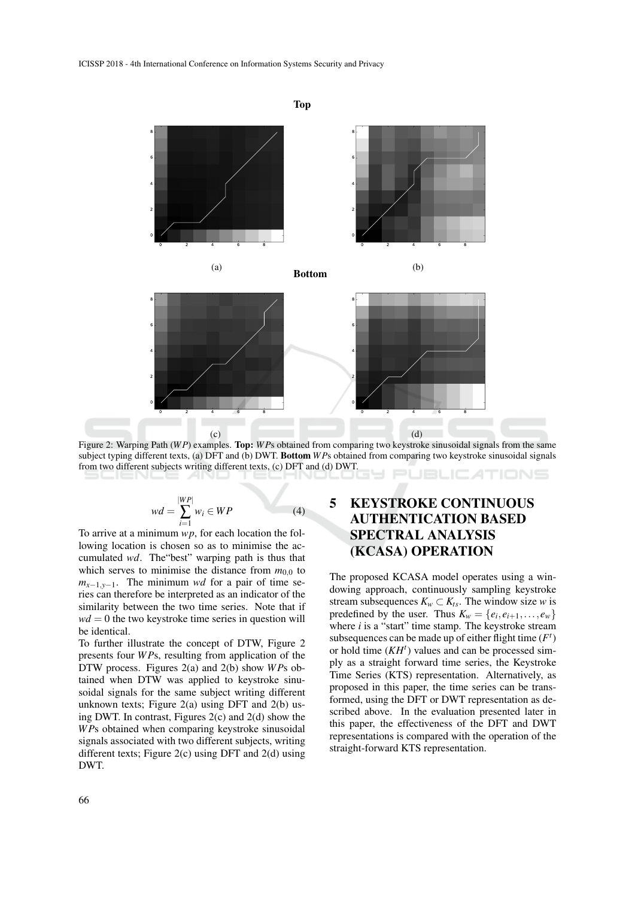**Top**

(a) (b)

**Bottom**

(c) (d)

Figure 2: Warping Path ($WP$) examples. **Top:** $WP$s obtained from comparing two keystroke sinusoidal signals from the same subject typing different texts, (a) DFT and (b) DWT. **Bottom** $WP$s obtained from comparing two keystroke sinusoidal signals from two different subjects writing different texts, (c) DFT and (d) DWT.

$$wd = \sum_{i=1}^{|WP|} w_i \in WP \tag{4}$$

To arrive at a minimum $wp$, for each location the following location is chosen so as to minimise the accumulated $wd$. The"best" warping path is thus that which serves to minimise the distance from $m_{0,0}$ to $m_{x-1,y-1}$. The minimum $wd$ for a pair of time series can therefore be interpreted as an indicator of the similarity between the two time series. Note that if $wd = 0$ the two keystroke time series in question will be identical.

To further illustrate the concept of DTW, Figure 2 presents four $WP$s, resulting from application of the DTW process. Figures 2(a) and 2(b) show $WP$s obtained when DTW was applied to keystroke sinusoidal signals for the same subject writing different unknown texts; Figure 2(a) using DFT and 2(b) using DWT. In contrast, Figures 2(c) and 2(d) show the $WP$s obtained when comparing keystroke sinusoidal signals associated with two different subjects, writing different texts; Figure 2(c) using DFT and 2(d) using DWT.

# 5 KEYSTROKE CONTINUOUS AUTHENTICATION BASED SPECTRAL ANALYSIS (KCASA) OPERATION

The proposed KCASA model operates using a windowing approach, continuously sampling keystroke stream subsequences $K_w \subset K_{ts}$. The window size $w$ is predefined by the user. Thus $K_w = \{e_i, e_{i+1}, \dots, e_w\}$ where $i$ is a "start" time stamp. The keystroke stream subsequences can be made up of either flight time ($F^t$) or hold time ($KH^t$) values and can be processed simply as a straight forward time series, the Keystroke Time Series (KTS) representation. Alternatively, as proposed in this paper, the time series can be transformed, using the DFT or DWT representation as described above. In the evaluation presented later in this paper, the effectiveness of the DFT and DWT representations is compared with the operation of the straight-forward KTS representation.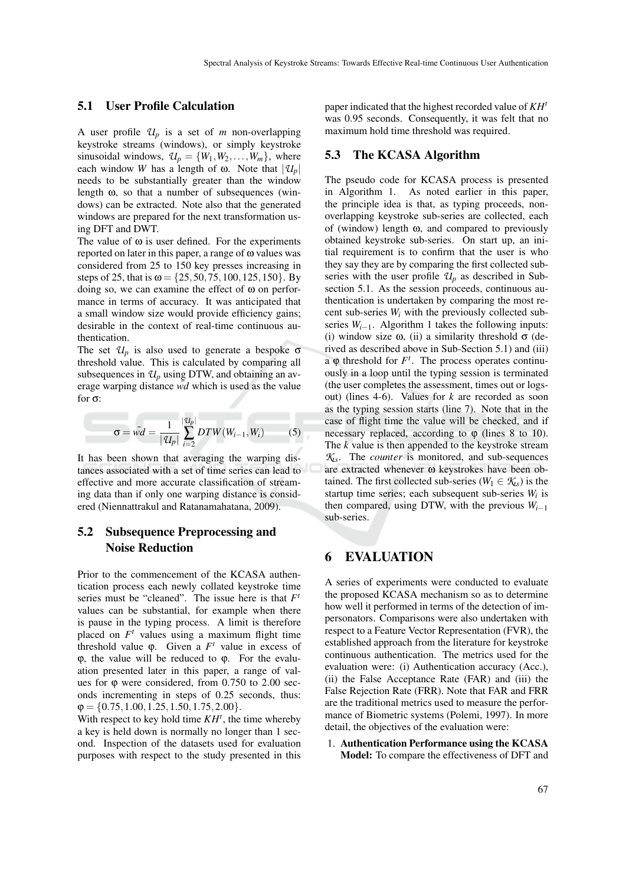### 5.1 User Profile Calculation

A user profile $\mathcal{U}_p$ is a set of $m$ non-overlapping keystroke streams (windows), or simply keystroke sinusoidal windows, $\mathcal{U}_p = \{W_1, W_2, \ldots, W_m\}$, where each window $W$ has a length of $\omega$. Note that $|\mathcal{U}_p|$ needs to be substantially greater than the window length $\omega$, so that a number of subsequences (windows) can be extracted. Note also that the generated windows are prepared for the next transformation using DFT and DWT.

The value of $\omega$ is user defined. For the experiments reported on later in this paper, a range of $\omega$ values was considered from 25 to 150 key presses increasing in steps of 25, that is $\omega = \{25, 50, 75, 100, 125, 150\}$. By doing so, we can examine the effect of $\omega$ on performance in terms of accuracy. It was anticipated that a small window size would provide efficiency gains; desirable in the context of real-time continuous authentication.

The set $\mathcal{U}_p$ is also used to generate a bespoke $\sigma$ threshold value. This is calculated by comparing all subsequences in $\mathcal{U}_p$ using DTW, and obtaining an average warping distance $\bar{wd}$ which is used as the value for $\sigma$:

$$\sigma = \bar{wd} = \frac{1}{|\mathcal{U}_p|} \sum_{i=2}^{|\mathcal{U}_p|} DTW(W_{i-1}, W_i) \qquad (5)$$

It has been shown that averaging the warping distances associated with a set of time series can lead to effective and more accurate classification of streaming data than if only one warping distance is considered (Niennattrakul and Ratanamahatana, 2009).

### 5.2 Subsequence Preprocessing and Noise Reduction

Prior to the commencement of the KCASA authentication process each newly collated keystroke time series must be "cleaned". The issue here is that $F^t$ values can be substantial, for example when there is pause in the typing process. A limit is therefore placed on $F^t$ values using a maximum flight time threshold value $\varphi$. Given a $F^t$ value in excess of $\varphi$, the value will be reduced to $\varphi$. For the evaluation presented later in this paper, a range of values for $\varphi$ were considered, from 0.750 to 2.00 seconds incrementing in steps of 0.25 seconds, thus: $\varphi = \{0.75, 1.00, 1.25, 1.50, 1.75, 2.00\}$.

With respect to key hold time $KH^t$, the time whereby a key is held down is normally no longer than 1 second. Inspection of the datasets used for evaluation purposes with respect to the study presented in this paper indicated that the highest recorded value of $KH^t$ was 0.95 seconds. Consequently, it was felt that no maximum hold time threshold was required.

### 5.3 The KCASA Algorithm

The pseudo code for KCASA process is presented in Algorithm 1. As noted earlier in this paper, the principle idea is that, as typing proceeds, non-overlapping keystroke sub-series are collected, each of (window) length $\omega$, and compared to previously obtained keystroke sub-series. On start up, an initial requirement is to confirm that the user is who they say they are by comparing the first collected sub-series with the user profile $\mathcal{U}_p$ as described in Subsection 5.1. As the session proceeds, continuous authentication is undertaken by comparing the most recent sub-series $W_i$ with the previously collected sub-series $W_{i-1}$. Algorithm 1 takes the following inputs: (i) window size $\omega$, (ii) a similarity threshold $\sigma$ (derived as described above in Sub-Section 5.1) and (iii) a $\varphi$ threshold for $F^t$. The process operates continuously in a loop until the typing session is terminated (the user completes the assessment, times out or logs-out) (lines 4-6). Values for $k$ are recorded as soon as the typing session starts (line 7). Note that in the case of flight time the value will be checked, and if necessary replaced, according to $\varphi$ (lines 8 to 10). The $k$ value is then appended to the keystroke stream $\mathcal{K}_s$. The *counter* is monitored, and sub-sequences are extracted whenever $\omega$ keystrokes have been obtained. The first collected sub-series ($W_1 \in \mathcal{K}_s$) is the startup time series; each subsequent sub-series $W_i$ is then compared, using DTW, with the previous $W_{i-1}$ sub-series.

## 6 EVALUATION

A series of experiments were conducted to evaluate the proposed KCASA mechanism so as to determine how well it performed in terms of the detection of impersonators. Comparisons were also undertaken with respect to a Feature Vector Representation (FVR), the established approach from the literature for keystroke continuous authentication. The metrics used for the evaluation were: (i) Authentication accuracy (Acc.), (ii) the False Acceptance Rate (FAR) and (iii) the False Rejection Rate (FRR). Note that FAR and FRR are the traditional metrics used to measure the performance of Biometric systems (Polemi, 1997). In more detail, the objectives of the evaluation were:

1. **Authentication Performance using the KCASA Model:** To compare the effectiveness of DFT and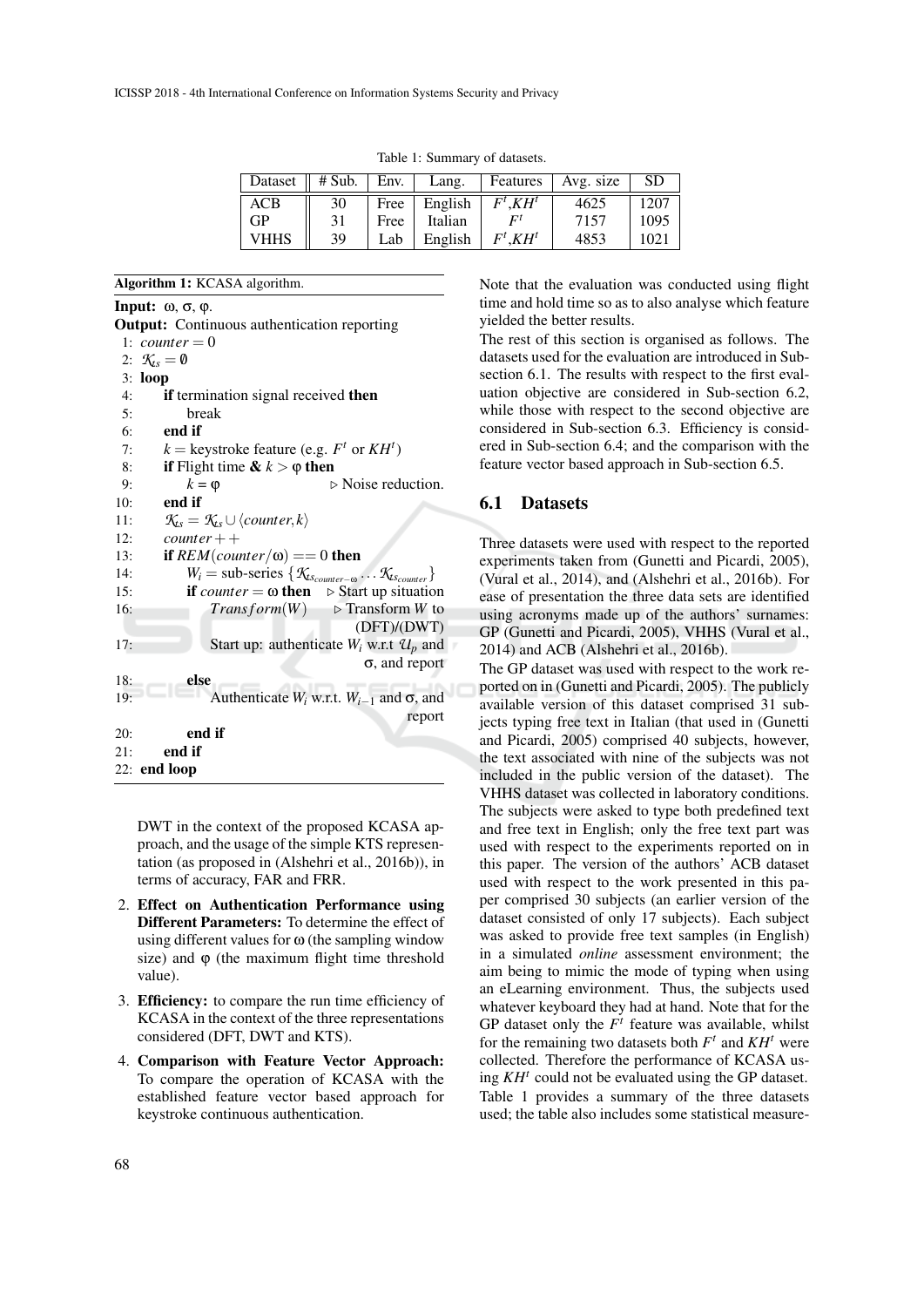Table 1: Summary of datasets.

| Dataset | # Sub. | Env. | Lang. | Features | Avg. size | SD |
|---|---|---|---|---|---|---|
| ACB | 30 | Free | English | $F^t$,$KH^t$ | 4625 | 1207 |
| GP | 31 | Free | Italian | $F^t$ | 7157 | 1095 |
| VHHS | 39 | Lab | English | $F^t$,$KH^t$ | 4853 | 1021 |

**Algorithm 1:** KCASA algorithm.

**Input:** $\omega$, $\sigma$, $\varphi$.
**Output:** Continuous authentication reporting

```
1:  counter = 0
2:  K_ts = ∅
3:  loop
4:      if termination signal received then
5:          break
6:      end if
7:      k = keystroke feature (e.g. F^t or KH^t)
8:      if Flight time & k > φ then
9:          k = φ                                  ▷ Noise reduction.
10:     end if
11:     K_ts = K_ts ∪ ⟨counter, k⟩
12:     counter++
13:     if REM(counter/ω) == 0 then
14:         W_i = sub-series {K_ts_(counter−ω) ... K_ts_counter}
15:         if counter = ω then                    ▷ Start up situation
16:             Transform(W)                        ▷ Transform W to (DFT)/(DWT)
17:             Start up: authenticate W_i w.r.t U_p and σ, and report
18:         else
19:             Authenticate W_i w.r.t. W_(i−1) and σ, and report
20:         end if
21:     end if
22: end loop
```

DWT in the context of the proposed KCASA approach, and the usage of the simple KTS representation (as proposed in (Alshehri et al., 2016b)), in terms of accuracy, FAR and FRR.

2. **Effect on Authentication Performance using Different Parameters:** To determine the effect of using different values for $\omega$ (the sampling window size) and $\varphi$ (the maximum flight time threshold value).
3. **Efficiency:** to compare the run time efficiency of KCASA in the context of the three representations considered (DFT, DWT and KTS).
4. **Comparison with Feature Vector Approach:** To compare the operation of KCASA with the established feature vector based approach for keystroke continuous authentication.

Note that the evaluation was conducted using flight time and hold time so as to also analyse which feature yielded the better results.

The rest of this section is organised as follows. The datasets used for the evaluation are introduced in Subsection 6.1. The results with respect to the first evaluation objective are considered in Sub-section 6.2, while those with respect to the second objective are considered in Sub-section 6.3. Efficiency is considered in Sub-section 6.4; and the comparison with the feature vector based approach in Sub-section 6.5.

### 6.1 Datasets

Three datasets were used with respect to the reported experiments taken from (Gunetti and Picardi, 2005), (Vural et al., 2014), and (Alshehri et al., 2016b). For ease of presentation the three data sets are identified using acronyms made up of the authors' surnames: GP (Gunetti and Picardi, 2005), VHHS (Vural et al., 2014) and ACB (Alshehri et al., 2016b).

The GP dataset was used with respect to the work reported on in (Gunetti and Picardi, 2005). The publicly available version of this dataset comprised 31 subjects typing free text in Italian (that used in (Gunetti and Picardi, 2005) comprised 40 subjects, however, the text associated with nine of the subjects was not included in the public version of the dataset). The VHHS dataset was collected in laboratory conditions. The subjects were asked to type both predefined text and free text in English; only the free text part was used with respect to the experiments reported on in this paper. The version of the authors' ACB dataset used with respect to the work presented in this paper comprised 30 subjects (an earlier version of the dataset consisted of only 17 subjects). Each subject was asked to provide free text samples (in English) in a simulated *online* assessment environment; the aim being to mimic the mode of typing when using an eLearning environment. Thus, the subjects used whatever keyboard they had at hand. Note that for the GP dataset only the $F^t$ feature was available, whilst for the remaining two datasets both $F^t$ and $KH^t$ were collected. Therefore the performance of KCASA using $KH^t$ could not be evaluated using the GP dataset. Table 1 provides a summary of the three datasets used; the table also includes some statistical measure-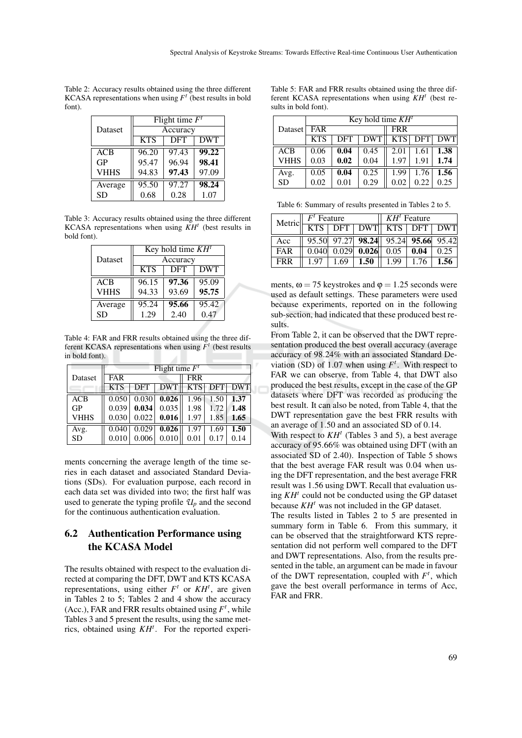Table 2: Accuracy results obtained using the three different KCASA representations when using $F^t$ (best results in bold font).

| Dataset | Flight time $F^t$ | | |
|---|---|---|---|
| | Accuracy | | |
| | KTS | DFT | DWT |
| ACB | 96.20 | 97.43 | **99.22** |
| GP | 95.47 | 96.94 | **98.41** |
| VHHS | 94.83 | **97.43** | 97.09 |
| Average | 95.50 | 97.27 | **98.24** |
| SD | 0.68 | 0.28 | 1.07 |

Table 3: Accuracy results obtained using the three different KCASA representations when using $KH^t$ (best results in bold font).

| Dataset | Key hold time $KH^t$ | | |
|---|---|---|---|
| | Accuracy | | |
| | KTS | DFT | DWT |
| ACB | 96.15 | **97.36** | 95.09 |
| VHHS | 94.33 | 93.69 | **95.75** |
| Average | 95.24 | **95.66** | 95.42 |
| SD | 1.29 | 2.40 | 0.47 |

Table 4: FAR and FRR results obtained using the three different KCASA representations when using $F^t$ (best results in bold font).

| Dataset | Flight time $F^t$ | | | | | |
|---|---|---|---|---|---|---|
| | FAR | | | FRR | | |
| | KTS | DFT | DWT | KTS | DFT | DWT |
| ACB | 0.050 | 0.030 | **0.026** | 1.96 | 1.50 | **1.37** |
| GP | 0.039 | **0.034** | 0.035 | 1.98 | 1.72 | **1.48** |
| VHHS | 0.030 | 0.022 | **0.016** | 1.97 | 1.85 | **1.65** |
| Avg. | 0.040 | 0.029 | **0.026** | 1.97 | 1.69 | **1.50** |
| SD | 0.010 | 0.006 | 0.010 | 0.01 | 0.17 | 0.14 |

ments concerning the average length of the time series in each dataset and associated Standard Deviations (SDs). For evaluation purpose, each record in each data set was divided into two; the first half was used to generate the typing profile $\mathcal{U}_p$ and the second for the continuous authentication evaluation.

## 6.2 Authentication Performance using the KCASA Model

The results obtained with respect to the evaluation directed at comparing the DFT, DWT and KTS KCASA representations, using either $F^t$ or $KH^t$, are given in Tables 2 to 5; Tables 2 and 4 show the accuracy (Acc.), FAR and FRR results obtained using $F^t$, while Tables 3 and 5 present the results, using the same metrics, obtained using $KH^t$. For the reported experiments, $\omega = 75$ keystrokes and $\varphi = 1.25$ seconds were used as default settings. These parameters were used because experiments, reported on in the following sub-section, had indicated that these produced best results.

Table 5: FAR and FRR results obtained using the three different KCASA representations when using $KH^t$ (best results in bold font).

| Dataset | Key hold time $KH^t$ | | | | | |
|---|---|---|---|---|---|---|
| | FAR | | | FRR | | |
| | KTS | DFT | DWT | KTS | DFT | DWT |
| ACB | 0.06 | **0.04** | 0.45 | 2.01 | 1.61 | **1.38** |
| VHHS | 0.03 | **0.02** | 0.04 | 1.97 | 1.91 | **1.74** |
| Avg. | 0.05 | **0.04** | 0.25 | 1.99 | 1.76 | **1.56** |
| SD | 0.02 | 0.01 | 0.29 | 0.02 | 0.22 | 0.25 |

Table 6: Summary of results presented in Tables 2 to 5.

| Metric | $F^t$ Feature | | | $KH^t$ Feature | | |
|---|---|---|---|---|---|---|
| | KTS | DFT | DWT | KTS | DFT | DWT |
| Acc | 95.50 | 97.27 | **98.24** | 95.24 | **95.66** | 95.42 |
| FAR | 0.040 | 0.029 | **0.026** | 0.05 | **0.04** | 0.25 |
| FRR | 1.97 | 1.69 | **1.50** | 1.99 | 1.76 | **1.56** |

From Table 2, it can be observed that the DWT representation produced the best overall accuracy (average accuracy of 98.24% with an associated Standard Deviation (SD) of 1.07 when using $F^t$. With respect to FAR we can observe, from Table 4, that DWT also produced the best results, except in the case of the GP datasets where DFT was recorded as producing the best result. It can also be noted, from Table 4, that the DWT representation gave the best FRR results with an average of 1.50 and an associated SD of 0.14.

With respect to $KH^t$ (Tables 3 and 5), a best average accuracy of 95.66% was obtained using DFT (with an associated SD of 2.40). Inspection of Table 5 shows that the best average FAR result was 0.04 when using the DFT representation, and the best average FRR result was 1.56 using DWT. Recall that evaluation using $KH^t$ could not be conducted using the GP dataset because $KH^t$ was not included in the GP dataset.

The results listed in Tables 2 to 5 are presented in summary form in Table 6. From this summary, it can be observed that the straightforward KTS representation did not perform well compared to the DFT and DWT representations. Also, from the results presented in the table, an argument can be made in favour of the DWT representation, coupled with $F^t$, which gave the best overall performance in terms of Acc, FAR and FRR.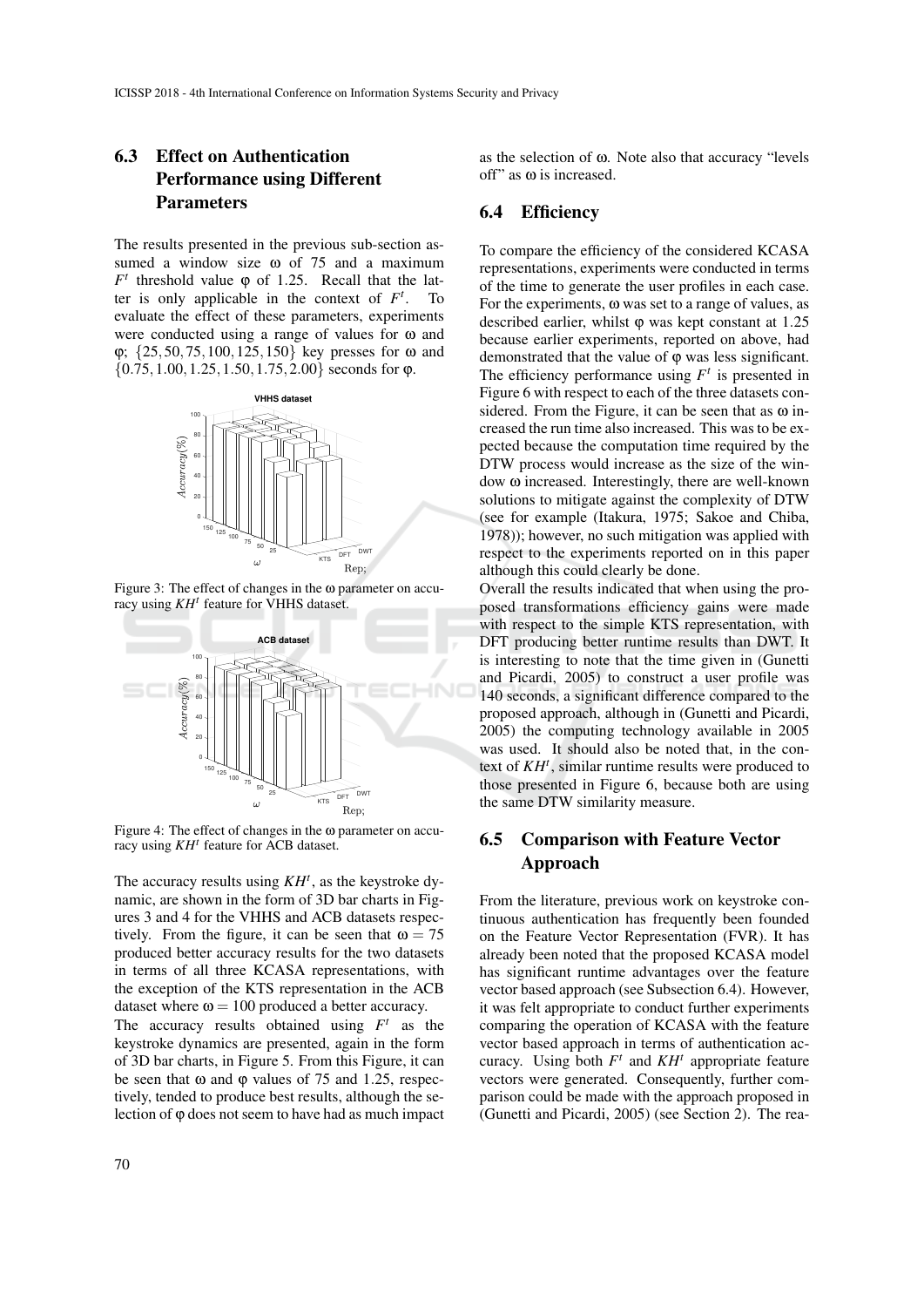### 6.3 Effect on Authentication Performance using Different Parameters

The results presented in the previous sub-section assumed a window size ω of 75 and a maximum $F^t$ threshold value φ of 1.25. Recall that the latter is only applicable in the context of $F^t$. To evaluate the effect of these parameters, experiments were conducted using a range of values for ω and φ; $\{25, 50, 75, 100, 125, 150\}$ key presses for ω and $\{0.75, 1.00, 1.25, 1.50, 1.75, 2.00\}$ seconds for φ.

Figure 3: The effect of changes in the ω parameter on accuracy using $KH^t$ feature for VHHS dataset.

Figure 4: The effect of changes in the ω parameter on accuracy using $KH^t$ feature for ACB dataset.

The accuracy results using $KH^t$, as the keystroke dynamic, are shown in the form of 3D bar charts in Figures 3 and 4 for the VHHS and ACB datasets respectively. From the figure, it can be seen that $\omega = 75$ produced better accuracy results for the two datasets in terms of all three KCASA representations, with the exception of the KTS representation in the ACB dataset where $\omega = 100$ produced a better accuracy.

The accuracy results obtained using $F^t$ as the keystroke dynamics are presented, again in the form of 3D bar charts, in Figure 5. From this Figure, it can be seen that ω and φ values of 75 and 1.25, respectively, tended to produce best results, although the selection of φ does not seem to have had as much impact as the selection of ω. Note also that accuracy "levels off" as ω is increased.

### 6.4 Efficiency

To compare the efficiency of the considered KCASA representations, experiments were conducted in terms of the time to generate the user profiles in each case. For the experiments, ω was set to a range of values, as described earlier, whilst φ was kept constant at 1.25 because earlier experiments, reported on above, had demonstrated that the value of φ was less significant. The efficiency performance using $F^t$ is presented in Figure 6 with respect to each of the three datasets considered. From the Figure, it can be seen that as ω increased the run time also increased. This was to be expected because the computation time required by the DTW process would increase as the size of the window ω increased. Interestingly, there are well-known solutions to mitigate against the complexity of DTW (see for example (Itakura, 1975; Sakoe and Chiba, 1978)); however, no such mitigation was applied with respect to the experiments reported on in this paper although this could clearly be done.

Overall the results indicated that when using the proposed transformations efficiency gains were made with respect to the simple KTS representation, with DFT producing better runtime results than DWT. It is interesting to note that the time given in (Gunetti and Picardi, 2005) to construct a user profile was 140 seconds, a significant difference compared to the proposed approach, although in (Gunetti and Picardi, 2005) the computing technology available in 2005 was used. It should also be noted that, in the context of $KH^t$, similar runtime results were produced to those presented in Figure 6, because both are using the same DTW similarity measure.

### 6.5 Comparison with Feature Vector Approach

From the literature, previous work on keystroke continuous authentication has frequently been founded on the Feature Vector Representation (FVR). It has already been noted that the proposed KCASA model has significant runtime advantages over the feature vector based approach (see Subsection 6.4). However, it was felt appropriate to conduct further experiments comparing the operation of KCASA with the feature vector based approach in terms of authentication accuracy. Using both $F^t$ and $KH^t$ appropriate feature vectors were generated. Consequently, further comparison could be made with the approach proposed in (Gunetti and Picardi, 2005) (see Section 2). The rea-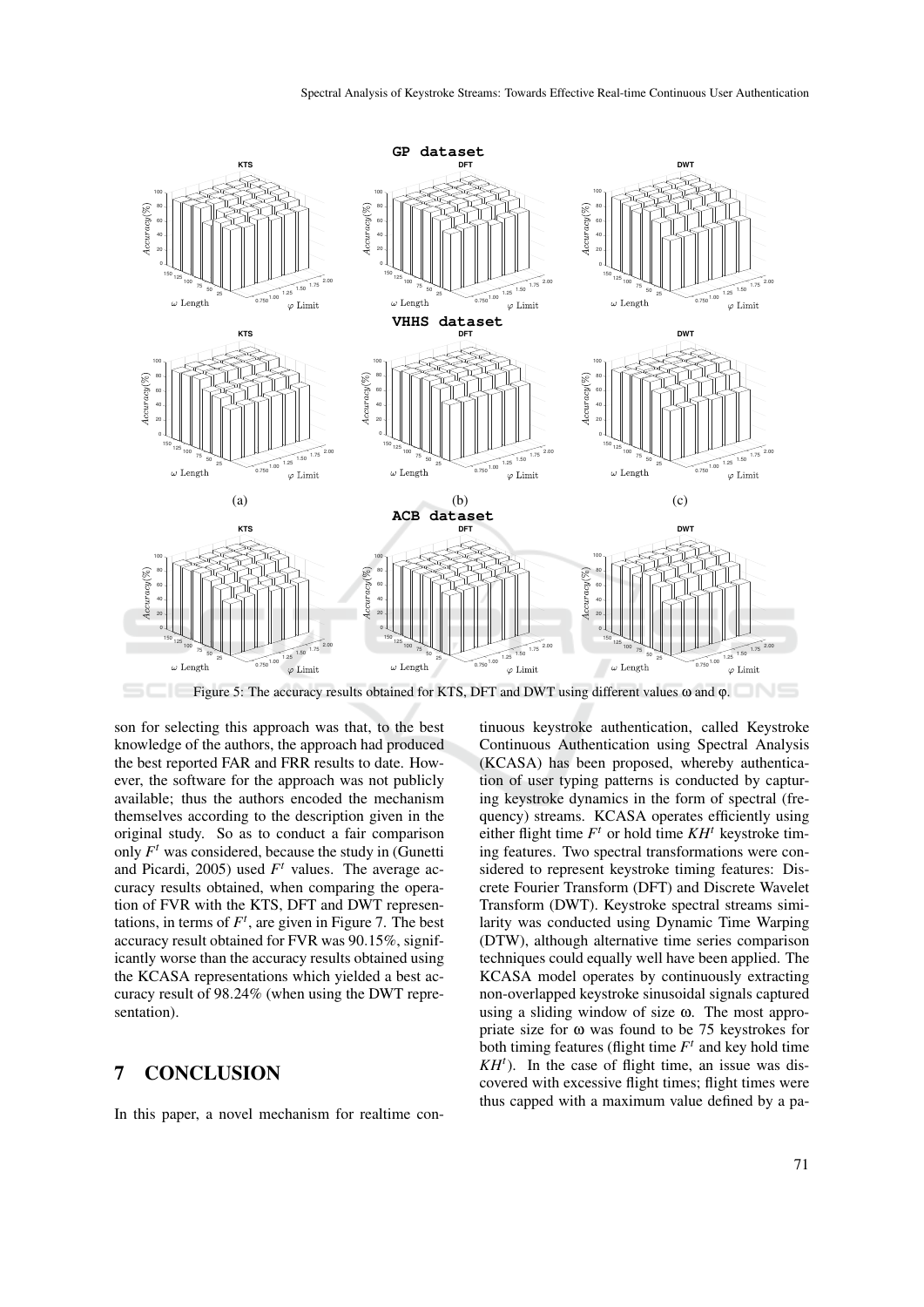Figure 5: The accuracy results obtained for KTS, DFT and DWT using different values ω and φ.

son for selecting this approach was that, to the best knowledge of the authors, the approach had produced the best reported FAR and FRR results to date. However, the software for the approach was not publicly available; thus the authors encoded the mechanism themselves according to the description given in the original study. So as to conduct a fair comparison only $F^t$ was considered, because the study in (Gunetti and Picardi, 2005) used $F^t$ values. The average accuracy results obtained, when comparing the operation of FVR with the KTS, DFT and DWT representations, in terms of $F^t$, are given in Figure 7. The best accuracy result obtained for FVR was 90.15%, significantly worse than the accuracy results obtained using the KCASA representations which yielded a best accuracy result of 98.24% (when using the DWT representation).

## 7 CONCLUSION

In this paper, a novel mechanism for realtime continuous keystroke authentication, called Keystroke Continuous Authentication using Spectral Analysis (KCASA) has been proposed, whereby authentication of user typing patterns is conducted by capturing keystroke dynamics in the form of spectral (frequency) streams. KCASA operates efficiently using either flight time $F^t$ or hold time $KH^t$ keystroke timing features. Two spectral transformations were considered to represent keystroke timing features: Discrete Fourier Transform (DFT) and Discrete Wavelet Transform (DWT). Keystroke spectral streams similarity was conducted using Dynamic Time Warping (DTW), although alternative time series comparison techniques could equally well have been applied. The KCASA model operates by continuously extracting non-overlapped keystroke sinusoidal signals captured using a sliding window of size ω. The most appropriate size for ω was found to be 75 keystrokes for both timing features (flight time $F^t$ and key hold time $KH^t$). In the case of flight time, an issue was discovered with excessive flight times; flight times were thus capped with a maximum value defined by a pa-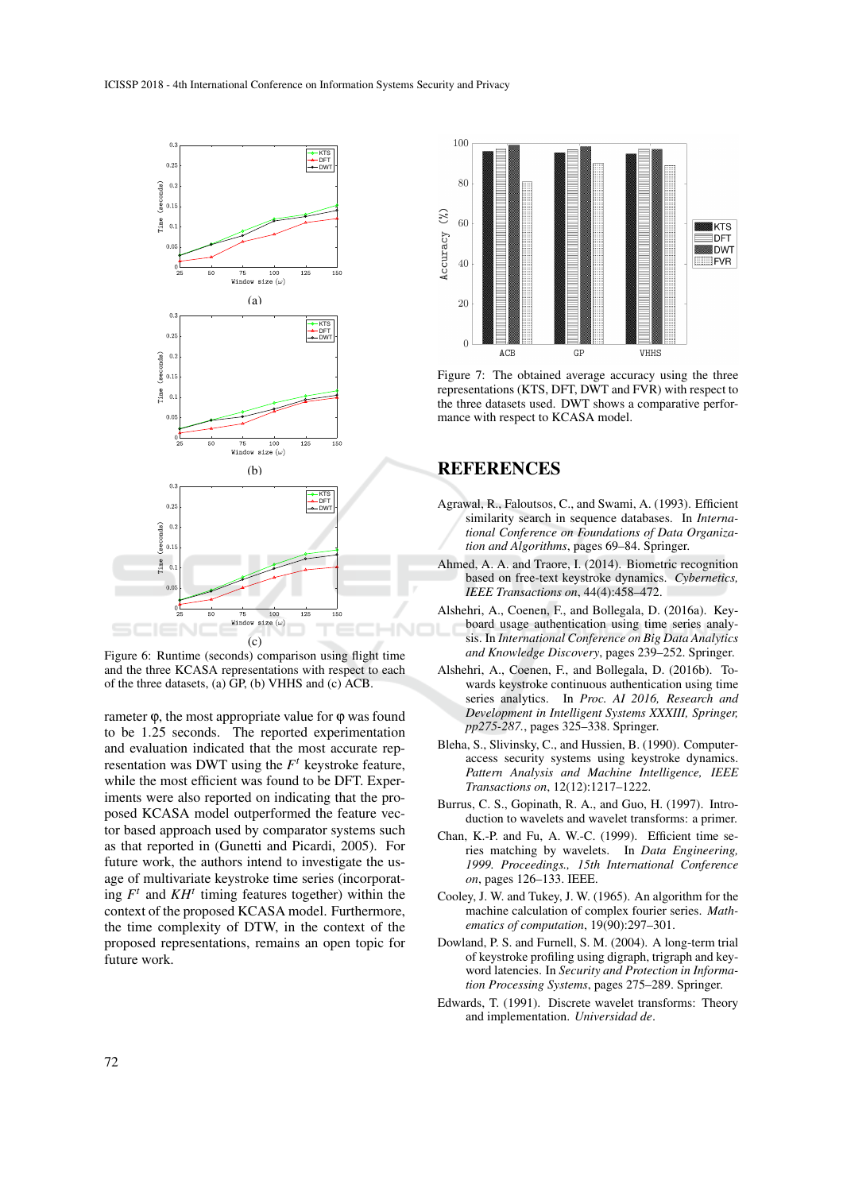Figure 6: Runtime (seconds) comparison using flight time and the three KCASA representations with respect to each of the three datasets, (a) GP, (b) VHHS and (c) ACB.

rameter φ, the most appropriate value for φ was found to be 1.25 seconds. The reported experimentation and evaluation indicated that the most accurate representation was DWT using the $F^t$ keystroke feature, while the most efficient was found to be DFT. Experiments were also reported on indicating that the proposed KCASA model outperformed the feature vector based approach used by comparator systems such as that reported in (Gunetti and Picardi, 2005). For future work, the authors intend to investigate the usage of multivariate keystroke time series (incorporating $F^t$ and $KH^t$ timing features together) within the context of the proposed KCASA model. Furthermore, the time complexity of DTW, in the context of the proposed representations, remains an open topic for future work.

Figure 7: The obtained average accuracy using the three representations (KTS, DFT, DWT and FVR) with respect to the three datasets used. DWT shows a comparative performance with respect to KCASA model.

## REFERENCES

Agrawal, R., Faloutsos, C., and Swami, A. (1993). Efficient similarity search in sequence databases. In *International Conference on Foundations of Data Organization and Algorithms*, pages 69–84. Springer.

Ahmed, A. A. and Traore, I. (2014). Biometric recognition based on free-text keystroke dynamics. *Cybernetics, IEEE Transactions on*, 44(4):458–472.

Alshehri, A., Coenen, F., and Bollegala, D. (2016a). Keyboard usage authentication using time series analysis. In *International Conference on Big Data Analytics and Knowledge Discovery*, pages 239–252. Springer.

Alshehri, A., Coenen, F., and Bollegala, D. (2016b). Towards keystroke continuous authentication using time series analytics. In *Proc. AI 2016, Research and Development in Intelligent Systems XXXIII, Springer, pp275-287.*, pages 325–338. Springer.

Bleha, S., Slivinsky, C., and Hussien, B. (1990). Computer-access security systems using keystroke dynamics. *Pattern Analysis and Machine Intelligence, IEEE Transactions on*, 12(12):1217–1222.

Burrus, C. S., Gopinath, R. A., and Guo, H. (1997). Introduction to wavelets and wavelet transforms: a primer.

Chan, K.-P. and Fu, A. W.-C. (1999). Efficient time series matching by wavelets. In *Data Engineering, 1999. Proceedings., 15th International Conference on*, pages 126–133. IEEE.

Cooley, J. W. and Tukey, J. W. (1965). An algorithm for the machine calculation of complex fourier series. *Mathematics of computation*, 19(90):297–301.

Dowland, P. S. and Furnell, S. M. (2004). A long-term trial of keystroke profiling using digraph, trigraph and keyword latencies. In *Security and Protection in Information Processing Systems*, pages 275–289. Springer.

Edwards, T. (1991). Discrete wavelet transforms: Theory and implementation. *Universidad de*.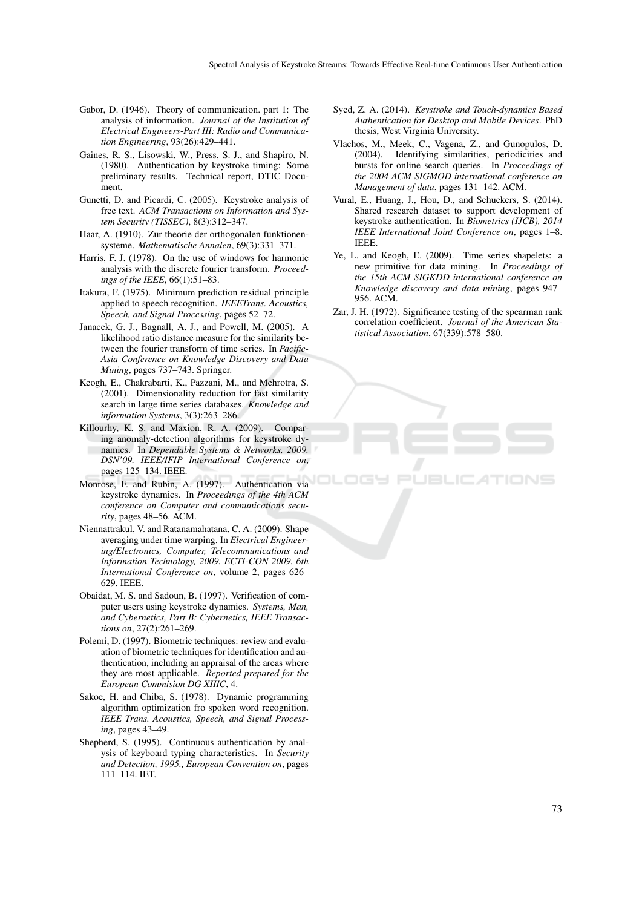Gabor, D. (1946). Theory of communication. part 1: The analysis of information. *Journal of the Institution of Electrical Engineers-Part III: Radio and Communication Engineering*, 93(26):429–441.

Gaines, R. S., Lisowski, W., Press, S. J., and Shapiro, N. (1980). Authentication by keystroke timing: Some preliminary results. Technical report, DTIC Document.

Gunetti, D. and Picardi, C. (2005). Keystroke analysis of free text. *ACM Transactions on Information and System Security (TISSEC)*, 8(3):312–347.

Haar, A. (1910). Zur theorie der orthogonalen funktionensysteme. *Mathematische Annalen*, 69(3):331–371.

Harris, F. J. (1978). On the use of windows for harmonic analysis with the discrete fourier transform. *Proceedings of the IEEE*, 66(1):51–83.

Itakura, F. (1975). Minimum prediction residual principle applied to speech recognition. *IEEETrans. Acoustics, Speech, and Signal Processing*, pages 52–72.

Janacek, G. J., Bagnall, A. J., and Powell, M. (2005). A likelihood ratio distance measure for the similarity between the fourier transform of time series. In *Pacific-Asia Conference on Knowledge Discovery and Data Mining*, pages 737–743. Springer.

Keogh, E., Chakrabarti, K., Pazzani, M., and Mehrotra, S. (2001). Dimensionality reduction for fast similarity search in large time series databases. *Knowledge and information Systems*, 3(3):263–286.

Killourhy, K. S. and Maxion, R. A. (2009). Comparing anomaly-detection algorithms for keystroke dynamics. In *Dependable Systems & Networks, 2009. DSN'09. IEEE/IFIP International Conference on*, pages 125–134. IEEE.

Monrose, F. and Rubin, A. (1997). Authentication via keystroke dynamics. In *Proceedings of the 4th ACM conference on Computer and communications security*, pages 48–56. ACM.

Niennattrakul, V. and Ratanamahatana, C. A. (2009). Shape averaging under time warping. In *Electrical Engineering/Electronics, Computer, Telecommunications and Information Technology, 2009. ECTI-CON 2009. 6th International Conference on*, volume 2, pages 626–629. IEEE.

Obaidat, M. S. and Sadoun, B. (1997). Verification of computer users using keystroke dynamics. *Systems, Man, and Cybernetics, Part B: Cybernetics, IEEE Transactions on*, 27(2):261–269.

Polemi, D. (1997). Biometric techniques: review and evaluation of biometric techniques for identification and authentication, including an appraisal of the areas where they are most applicable. *Reported prepared for the European Commision DG XIIIC*, 4.

Sakoe, H. and Chiba, S. (1978). Dynamic programming algorithm optimization fro spoken word recognition. *IEEE Trans. Acoustics, Speech, and Signal Processing*, pages 43–49.

Shepherd, S. (1995). Continuous authentication by analysis of keyboard typing characteristics. In *Security and Detection, 1995., European Convention on*, pages 111–114. IET.

Syed, Z. A. (2014). *Keystroke and Touch-dynamics Based Authentication for Desktop and Mobile Devices*. PhD thesis, West Virginia University.

Vlachos, M., Meek, C., Vagena, Z., and Gunopulos, D. (2004). Identifying similarities, periodicities and bursts for online search queries. In *Proceedings of the 2004 ACM SIGMOD international conference on Management of data*, pages 131–142. ACM.

Vural, E., Huang, J., Hou, D., and Schuckers, S. (2014). Shared research dataset to support development of keystroke authentication. In *Biometrics (IJCB), 2014 IEEE International Joint Conference on*, pages 1–8. IEEE.

Ye, L. and Keogh, E. (2009). Time series shapelets: a new primitive for data mining. In *Proceedings of the 15th ACM SIGKDD international conference on Knowledge discovery and data mining*, pages 947–956. ACM.

Zar, J. H. (1972). Significance testing of the spearman rank correlation coefficient. *Journal of the American Statistical Association*, 67(339):578–580.